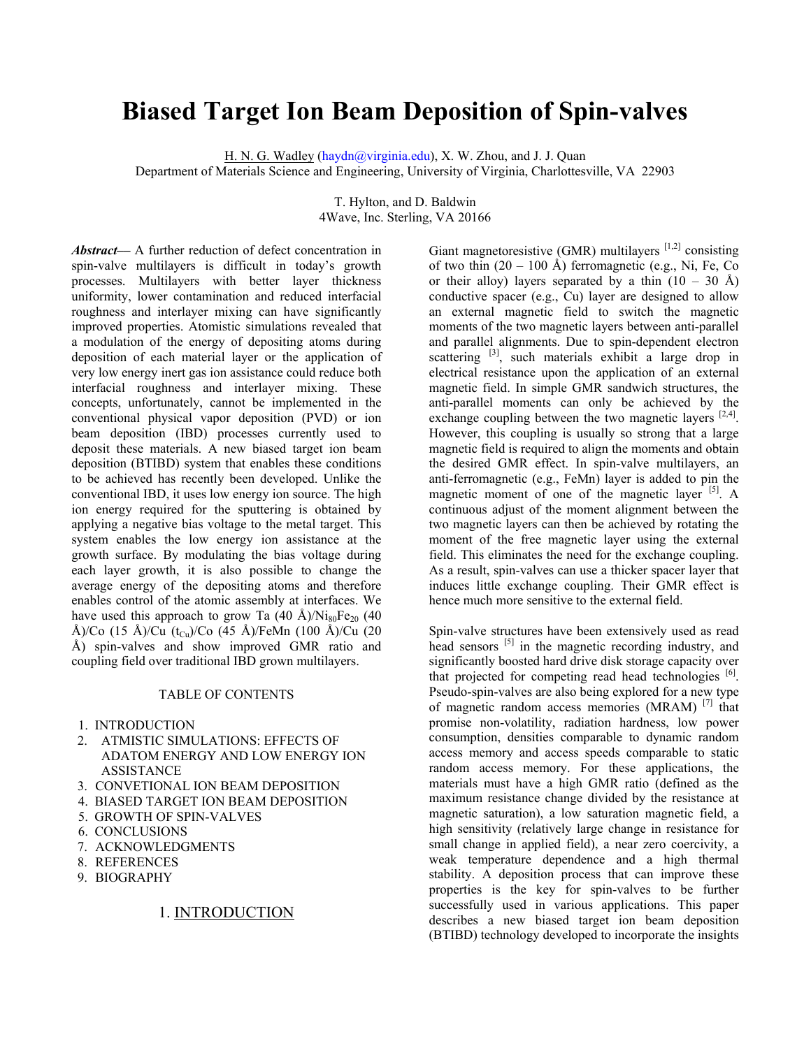# Biased Target Ion Beam Deposition of Spin-valves

H. N. G. Wadley (haydn@virginia.edu), X. W. Zhou, and J. J. Quan
Department of Materials Science and Engineering, University of Virginia, Charlottesville, VA 22903

T. Hylton, and D. Baldwin
4Wave, Inc. Sterling, VA 20166

***Abstract*****—** A further reduction of defect concentration in spin-valve multilayers is difficult in today's growth processes. Multilayers with better layer thickness uniformity, lower contamination and reduced interfacial roughness and interlayer mixing can have significantly improved properties. Atomistic simulations revealed that a modulation of the energy of depositing atoms during deposition of each material layer or the application of very low energy inert gas ion assistance could reduce both interfacial roughness and interlayer mixing. These concepts, unfortunately, cannot be implemented in the conventional physical vapor deposition (PVD) or ion beam deposition (IBD) processes currently used to deposit these materials. A new biased target ion beam deposition (BTIBD) system that enables these conditions to be achieved has recently been developed. Unlike the conventional IBD, it uses low energy ion source. The high ion energy required for the sputtering is obtained by applying a negative bias voltage to the metal target. This system enables the low energy ion assistance at the growth surface. By modulating the bias voltage during each layer growth, it is also possible to change the average energy of the depositing atoms and therefore enables control of the atomic assembly at interfaces. We have used this approach to grow Ta (40 Å)/$Ni_{80}Fe_{20}$ (40 Å)/Co (15 Å)/Cu ($t_{Cu}$)/Co (45 Å)/FeMn (100 Å)/Cu (20 Å) spin-valves and show improved GMR ratio and coupling field over traditional IBD grown multilayers.

TABLE OF CONTENTS

1. INTRODUCTION
2. ATMISTIC SIMULATIONS: EFFECTS OF ADATOM ENERGY AND LOW ENERGY ION ASSISTANCE
3. CONVETIONAL ION BEAM DEPOSITION
4. BIASED TARGET ION BEAM DEPOSITION
5. GROWTH OF SPIN-VALVES
6. CONCLUSIONS
7. ACKNOWLEDGMENTS
8. REFERENCES
9. BIOGRAPHY

## 1. INTRODUCTION

Giant magnetoresistive (GMR) multilayers [1,2] consisting of two thin (20 – 100 Å) ferromagnetic (e.g., Ni, Fe, Co or their alloy) layers separated by a thin (10 – 30 Å) conductive spacer (e.g., Cu) layer are designed to allow an external magnetic field to switch the magnetic moments of the two magnetic layers between anti-parallel and parallel alignments. Due to spin-dependent electron scattering [3], such materials exhibit a large drop in electrical resistance upon the application of an external magnetic field. In simple GMR sandwich structures, the anti-parallel moments can only be achieved by the exchange coupling between the two magnetic layers [2,4]. However, this coupling is usually so strong that a large magnetic field is required to align the moments and obtain the desired GMR effect. In spin-valve multilayers, an anti-ferromagnetic (e.g., FeMn) layer is added to pin the magnetic moment of one of the magnetic layer [5]. A continuous adjust of the moment alignment between the two magnetic layers can then be achieved by rotating the moment of the free magnetic layer using the external field. This eliminates the need for the exchange coupling. As a result, spin-valves can use a thicker spacer layer that induces little exchange coupling. Their GMR effect is hence much more sensitive to the external field.

Spin-valve structures have been extensively used as read head sensors [5] in the magnetic recording industry, and significantly boosted hard drive disk storage capacity over that projected for competing read head technologies [6]. Pseudo-spin-valves are also being explored for a new type of magnetic random access memories (MRAM) [7] that promise non-volatility, radiation hardness, low power consumption, densities comparable to dynamic random access memory and access speeds comparable to static random access memory. For these applications, the materials must have a high GMR ratio (defined as the maximum resistance change divided by the resistance at magnetic saturation), a low saturation magnetic field, a high sensitivity (relatively large change in resistance for small change in applied field), a near zero coercivity, a weak temperature dependence and a high thermal stability. A deposition process that can improve these properties is the key for spin-valves to be further successfully used in various applications. This paper describes a new biased target ion beam deposition (BTIBD) technology developed to incorporate the insights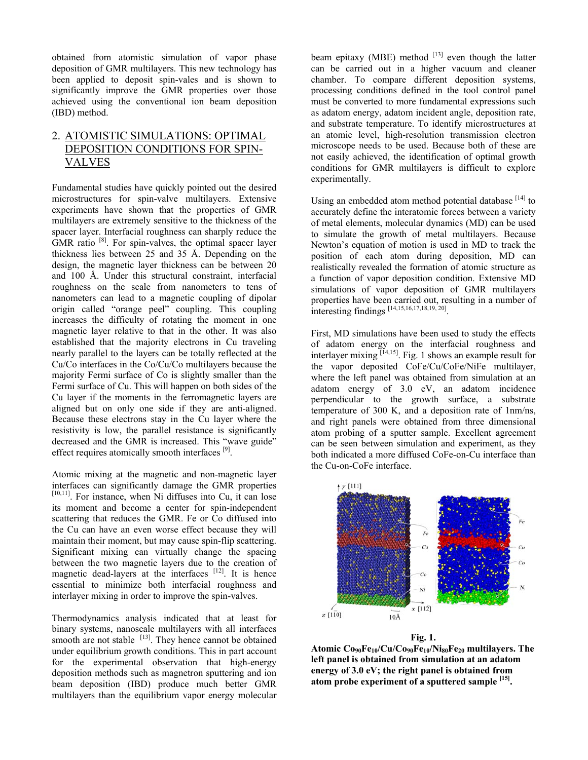obtained from atomistic simulation of vapor phase deposition of GMR multilayers. This new technology has been applied to deposit spin-vales and is shown to significantly improve the GMR properties over those achieved using the conventional ion beam deposition (IBD) method.

## 2. ATOMISTIC SIMULATIONS: OPTIMAL DEPOSITION CONDITIONS FOR SPIN-VALVES

Fundamental studies have quickly pointed out the desired microstructures for spin-valve multilayers. Extensive experiments have shown that the properties of GMR multilayers are extremely sensitive to the thickness of the spacer layer. Interfacial roughness can sharply reduce the GMR ratio [8]. For spin-valves, the optimal spacer layer thickness lies between 25 and 35 Å. Depending on the design, the magnetic layer thickness can be between 20 and 100 Å. Under this structural constraint, interfacial roughness on the scale from nanometers to tens of nanometers can lead to a magnetic coupling of dipolar origin called "orange peel" coupling. This coupling increases the difficulty of rotating the moment in one magnetic layer relative to that in the other. It was also established that the majority electrons in Cu traveling nearly parallel to the layers can be totally reflected at the Cu/Co interfaces in the Co/Cu/Co multilayers because the majority Fermi surface of Co is slightly smaller than the Fermi surface of Cu. This will happen on both sides of the Cu layer if the moments in the ferromagnetic layers are aligned but on only one side if they are anti-aligned. Because these electrons stay in the Cu layer where the resistivity is low, the parallel resistance is significantly decreased and the GMR is increased. This "wave guide" effect requires atomically smooth interfaces [9].

Atomic mixing at the magnetic and non-magnetic layer interfaces can significantly damage the GMR properties [10,11]. For instance, when Ni diffuses into Cu, it can lose its moment and become a center for spin-independent scattering that reduces the GMR. Fe or Co diffused into the Cu can have an even worse effect because they will maintain their moment, but may cause spin-flip scattering. Significant mixing can virtually change the spacing between the two magnetic layers due to the creation of magnetic dead-layers at the interfaces [12]. It is hence essential to minimize both interfacial roughness and interlayer mixing in order to improve the spin-valves.

Thermodynamics analysis indicated that at least for binary systems, nanoscale multilayers with all interfaces smooth are not stable [13]. They hence cannot be obtained under equilibrium growth conditions. This in part account for the experimental observation that high-energy deposition methods such as magnetron sputtering and ion beam deposition (IBD) produce much better GMR multilayers than the equilibrium vapor energy molecular beam epitaxy (MBE) method [13] even though the latter can be carried out in a higher vacuum and cleaner chamber. To compare different deposition systems, processing conditions defined in the tool control panel must be converted to more fundamental expressions such as adatom energy, adatom incident angle, deposition rate, and substrate temperature. To identify microstructures at an atomic level, high-resolution transmission electron microscope needs to be used. Because both of these are not easily achieved, the identification of optimal growth conditions for GMR multilayers is difficult to explore experimentally.

Using an embedded atom method potential database [14] to accurately define the interatomic forces between a variety of metal elements, molecular dynamics (MD) can be used to simulate the growth of metal multilayers. Because Newton's equation of motion is used in MD to track the position of each atom during deposition, MD can realistically revealed the formation of atomic structure as a function of vapor deposition condition. Extensive MD simulations of vapor deposition of GMR multilayers properties have been carried out, resulting in a number of interesting findings [14,15,16,17,18,19, 20].

First, MD simulations have been used to study the effects of adatom energy on the interfacial roughness and interlayer mixing [14,15]. Fig. 1 shows an example result for the vapor deposited CoFe/Cu/CoFe/NiFe multilayer, where the left panel was obtained from simulation at an adatom energy of 3.0 eV, an adatom incidence perpendicular to the growth surface, a substrate temperature of 300 K, and a deposition rate of 1nm/ns, and right panels were obtained from three dimensional atom probing of a sputter sample. Excellent agreement can be seen between simulation and experiment, as they both indicated a more diffused CoFe-on-Cu interface than the Cu-on-CoFe interface.

**Fig. 1.**
**Atomic $Co_{90}Fe_{10}$/Cu/$Co_{90}Fe_{10}$/$Ni_{80}Fe_{20}$ multilayers. The left panel is obtained from simulation at an adatom energy of 3.0 eV; the right panel is obtained from atom probe experiment of a sputtered sample [15].**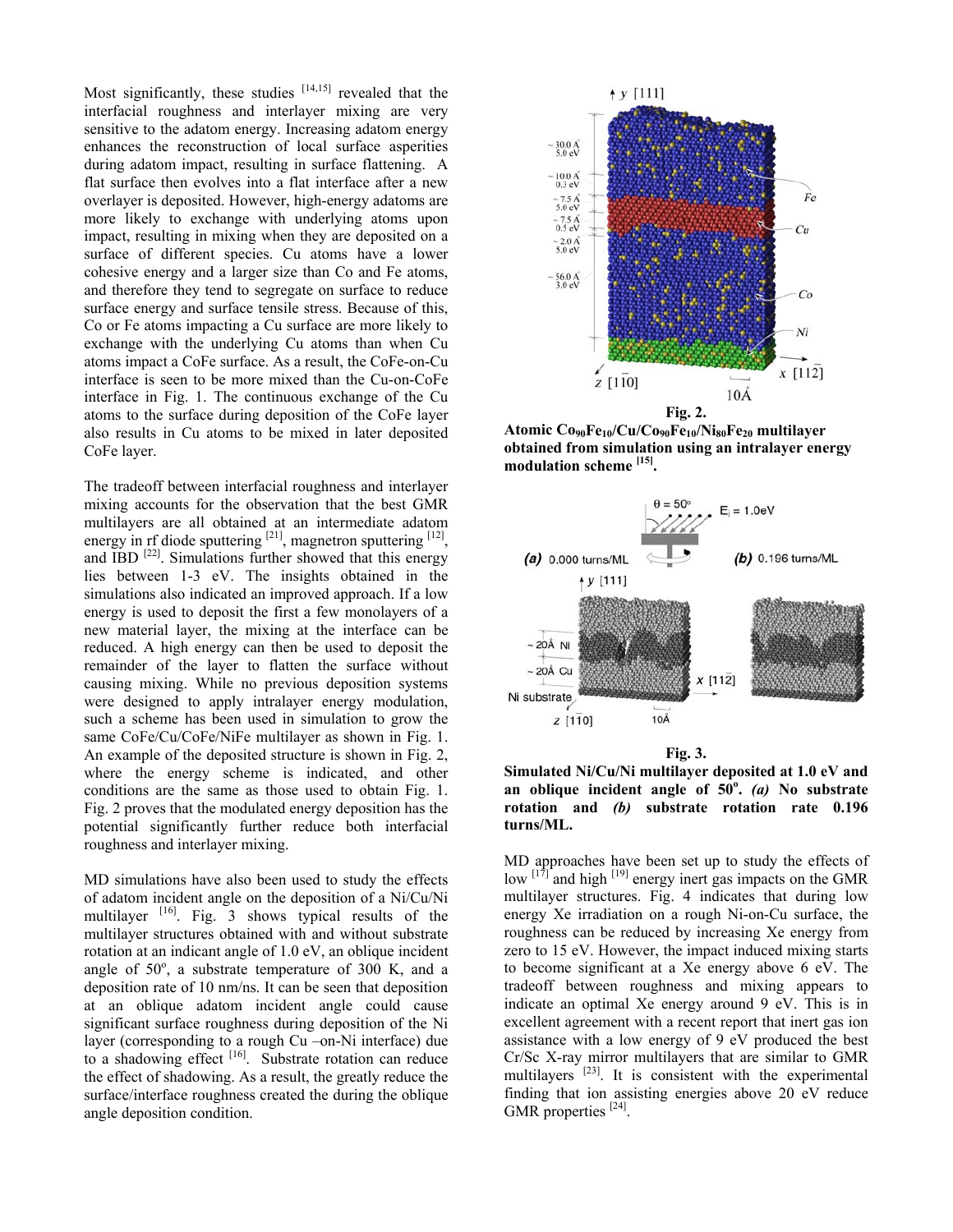Most significantly, these studies [14,15] revealed that the interfacial roughness and interlayer mixing are very sensitive to the adatom energy. Increasing adatom energy enhances the reconstruction of local surface asperities during adatom impact, resulting in surface flattening. A flat surface then evolves into a flat interface after a new overlayer is deposited. However, high-energy adatoms are more likely to exchange with underlying atoms upon impact, resulting in mixing when they are deposited on a surface of different species. Cu atoms have a lower cohesive energy and a larger size than Co and Fe atoms, and therefore they tend to segregate on surface to reduce surface energy and surface tensile stress. Because of this, Co or Fe atoms impacting a Cu surface are more likely to exchange with the underlying Cu atoms than when Cu atoms impact a CoFe surface. As a result, the CoFe-on-Cu interface is seen to be more mixed than the Cu-on-CoFe interface in Fig. 1. The continuous exchange of the Cu atoms to the surface during deposition of the CoFe layer also results in Cu atoms to be mixed in later deposited CoFe layer.

The tradeoff between interfacial roughness and interlayer mixing accounts for the observation that the best GMR multilayers are all obtained at an intermediate adatom energy in rf diode sputtering [21], magnetron sputtering [12], and IBD [22]. Simulations further showed that this energy lies between 1-3 eV. The insights obtained in the simulations also indicated an improved approach. If a low energy is used to deposit the first a few monolayers of a new material layer, the mixing at the interface can be reduced. A high energy can then be used to deposit the remainder of the layer to flatten the surface without causing mixing. While no previous deposition systems were designed to apply intralayer energy modulation, such a scheme has been used in simulation to grow the same CoFe/Cu/CoFe/NiFe multilayer as shown in Fig. 1. An example of the deposited structure is shown in Fig. 2, where the energy scheme is indicated, and other conditions are the same as those used to obtain Fig. 1. Fig. 2 proves that the modulated energy deposition has the potential significantly further reduce both interfacial roughness and interlayer mixing.

MD simulations have also been used to study the effects of adatom incident angle on the deposition of a Ni/Cu/Ni multilayer [16]. Fig. 3 shows typical results of the multilayer structures obtained with and without substrate rotation at an indicant angle of 1.0 eV, an oblique incident angle of 50°, a substrate temperature of 300 K, and a deposition rate of 10 nm/ns. It can be seen that deposition at an oblique adatom incident angle could cause significant surface roughness during deposition of the Ni layer (corresponding to a rough Cu –on-Ni interface) due to a shadowing effect [16]. Substrate rotation can reduce the effect of shadowing. As a result, the greatly reduce the surface/interface roughness created the during the oblique angle deposition condition.

**Fig. 2.**
**Atomic $Co_{90}Fe_{10}$/Cu/$Co_{90}Fe_{10}$/$Ni_{80}Fe_{20}$ multilayer obtained from simulation using an intralayer energy modulation scheme [15].**

**Fig. 3.**
**Simulated Ni/Cu/Ni multilayer deposited at 1.0 eV and an oblique incident angle of 50°. *(a)* No substrate rotation and *(b)* substrate rotation rate 0.196 turns/ML.**

MD approaches have been set up to study the effects of low [17] and high [19] energy inert gas impacts on the GMR multilayer structures. Fig. 4 indicates that during low energy Xe irradiation on a rough Ni-on-Cu surface, the roughness can be reduced by increasing Xe energy from zero to 15 eV. However, the impact induced mixing starts to become significant at a Xe energy above 6 eV. The tradeoff between roughness and mixing appears to indicate an optimal Xe energy around 9 eV. This is in excellent agreement with a recent report that inert gas ion assistance with a low energy of 9 eV produced the best Cr/Sc X-ray mirror multilayers that are similar to GMR multilayers [23]. It is consistent with the experimental finding that ion assisting energies above 20 eV reduce GMR properties [24].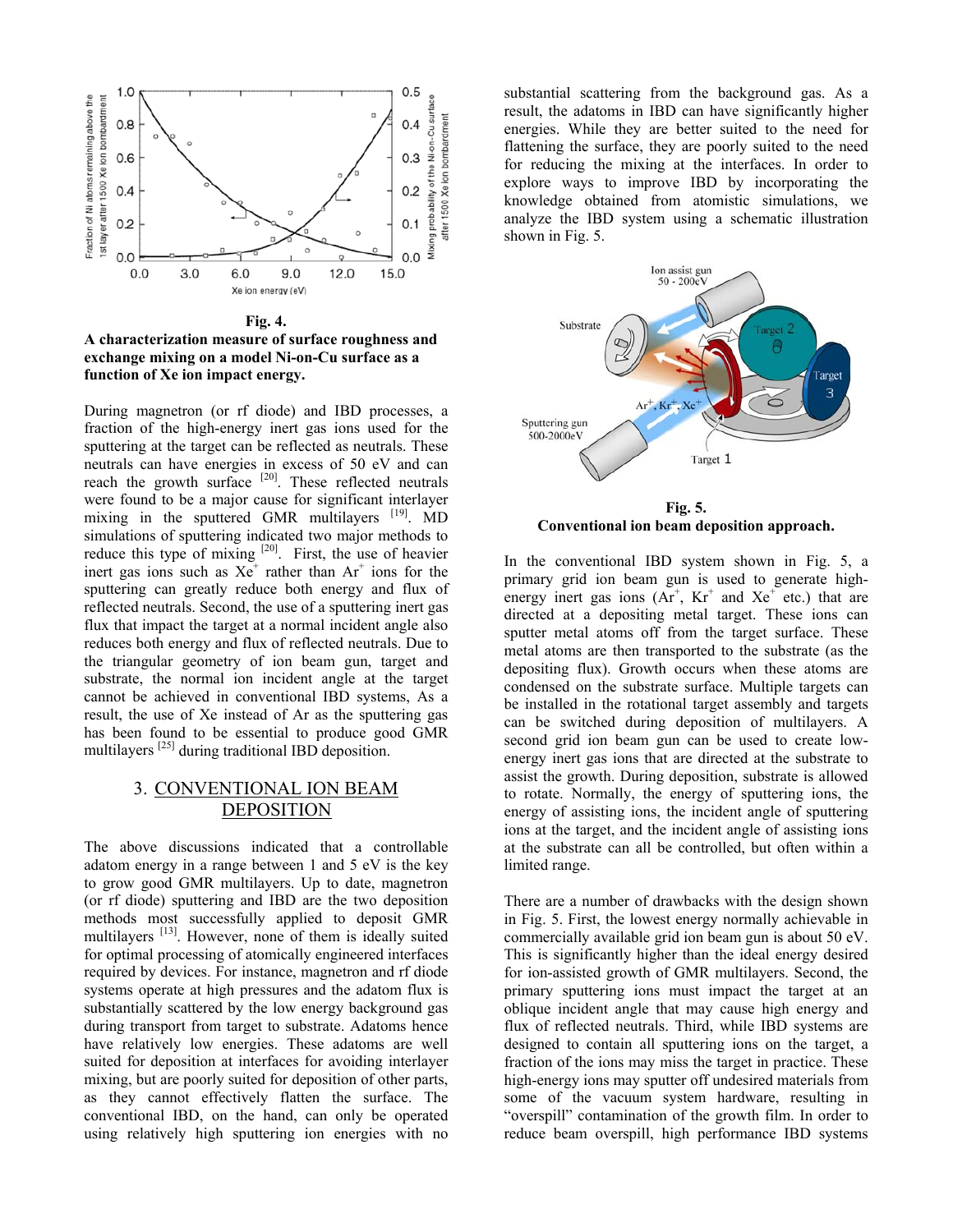**Fig. 4.**
**A characterization measure of surface roughness and exchange mixing on a model Ni-on-Cu surface as a function of Xe ion impact energy.**

During magnetron (or rf diode) and IBD processes, a fraction of the high-energy inert gas ions used for the sputtering at the target can be reflected as neutrals. These neutrals can have energies in excess of 50 eV and can reach the growth surface [20]. These reflected neutrals were found to be a major cause for significant interlayer mixing in the sputtered GMR multilayers [19]. MD simulations of sputtering indicated two major methods to reduce this type of mixing [20]. First, the use of heavier inert gas ions such as $Xe^+$ rather than $Ar^+$ ions for the sputtering can greatly reduce both energy and flux of reflected neutrals. Second, the use of a sputtering inert gas flux that impact the target at a normal incident angle also reduces both energy and flux of reflected neutrals. Due to the triangular geometry of ion beam gun, target and substrate, the normal ion incident angle at the target cannot be achieved in conventional IBD systems, As a result, the use of Xe instead of Ar as the sputtering gas has been found to be essential to produce good GMR multilayers [25] during traditional IBD deposition.

## 3. CONVENTIONAL ION BEAM DEPOSITION

The above discussions indicated that a controllable adatom energy in a range between 1 and 5 eV is the key to grow good GMR multilayers. Up to date, magnetron (or rf diode) sputtering and IBD are the two deposition methods most successfully applied to deposit GMR multilayers [13]. However, none of them is ideally suited for optimal processing of atomically engineered interfaces required by devices. For instance, magnetron and rf diode systems operate at high pressures and the adatom flux is substantially scattered by the low energy background gas during transport from target to substrate. Adatoms hence have relatively low energies. These adatoms are well suited for deposition at interfaces for avoiding interlayer mixing, but are poorly suited for deposition of other parts, as they cannot effectively flatten the surface. The conventional IBD, on the other hand, can only be operated using relatively high sputtering ion energies with no substantial scattering from the background gas. As a result, the adatoms in IBD can have significantly higher energies. While they are better suited to the need for flattening the surface, they are poorly suited to the need for reducing the mixing at the interfaces. In order to explore ways to improve IBD by incorporating the knowledge obtained from atomistic simulations, we analyze the IBD system using a schematic illustration shown in Fig. 5.

**Fig. 5.**
**Conventional ion beam deposition approach.**

In the conventional IBD system shown in Fig. 5, a primary grid ion beam gun is used to generate high-energy inert gas ions ($Ar^+$, $Kr^+$ and $Xe^+$ etc.) that are directed at a depositing metal target. These ions can sputter metal atoms off from the target surface. These metal atoms are then transported to the substrate (as the depositing flux). Growth occurs when these atoms are condensed on the substrate surface. Multiple targets can be installed in the rotational target assembly and targets can be switched during deposition of multilayers. A second grid ion beam gun can be used to create low-energy inert gas ions that are directed at the substrate to assist the growth. During deposition, substrate is allowed to rotate. Normally, the energy of sputtering ions, the energy of assisting ions, the incident angle of sputtering ions at the target, and the incident angle of assisting ions at the substrate can all be controlled, but often within a limited range.

There are a number of drawbacks with the design shown in Fig. 5. First, the lowest energy normally achievable in commercially available grid ion beam gun is about 50 eV. This is significantly higher than the ideal energy desired for ion-assisted growth of GMR multilayers. Second, the primary sputtering ions must impact the target at an oblique incident angle that may cause high energy and flux of reflected neutrals. Third, while IBD systems are designed to contain all sputtering ions on the target, a fraction of the ions may miss the target in practice. These high-energy ions may sputter off undesired materials from some of the vacuum system hardware, resulting in "overspill" contamination of the growth film. In order to reduce beam overspill, high performance IBD systems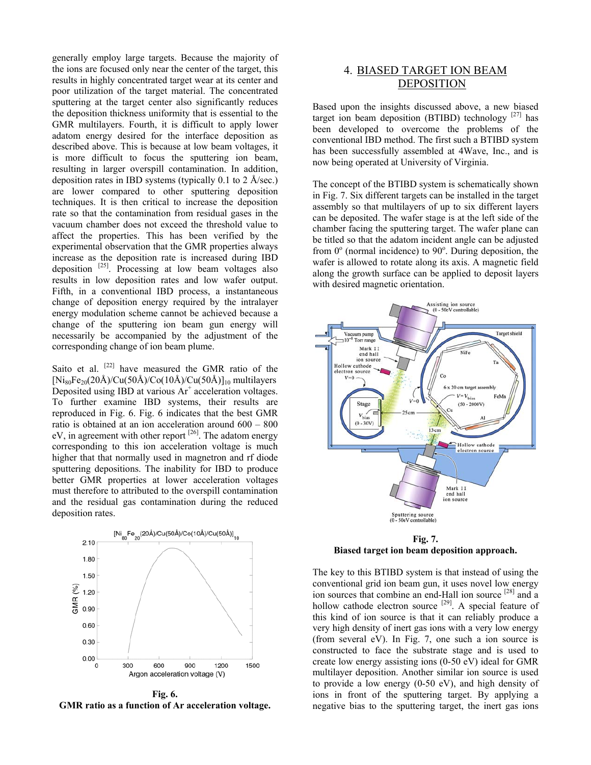generally employ large targets. Because the majority of the ions are focused only near the center of the target, this results in highly concentrated target wear at its center and poor utilization of the target material. The concentrated sputtering at the target center also significantly reduces the deposition thickness uniformity that is essential to the GMR multilayers. Fourth, it is difficult to apply lower adatom energy desired for the interface deposition as described above. This is because at low beam voltages, it is more difficult to focus the sputtering ion beam, resulting in larger overspill contamination. In addition, deposition rates in IBD systems (typically 0.1 to 2 Å/sec.) are lower compared to other sputtering deposition techniques. It is then critical to increase the deposition rate so that the contamination from residual gases in the vacuum chamber does not exceed the threshold value to affect the properties. This has been verified by the experimental observation that the GMR properties always increase as the deposition rate is increased during IBD deposition [25]. Processing at low beam voltages also results in low deposition rates and low wafer output. Fifth, in a conventional IBD process, a instantaneous change of deposition energy required by the intralayer energy modulation scheme cannot be achieved because a change of the sputtering ion beam gun energy will necessarily be accompanied by the adjustment of the corresponding change of ion beam plume.

Saito et al. [22] have measured the GMR ratio of the $[Ni_{80}Fe_{20}(20Å)/Cu(50Å)/Co(10Å)/Cu(50Å)]_{10}$ multilayers Deposited using IBD at various $Ar^+$ acceleration voltages. To further examine IBD systems, their results are reproduced in Fig. 6. Fig. 6 indicates that the best GMR ratio is obtained at an ion acceleration around 600 – 800 eV, in agreement with other report [26]. The adatom energy corresponding to this ion acceleration voltage is much higher that that normally used in magnetron and rf diode sputtering depositions. The inability for IBD to produce better GMR properties at lower acceleration voltages must therefore to attributed to the overspill contamination and the residual gas contamination during the reduced deposition rates.

**Fig. 6.**
**GMR ratio as a function of Ar acceleration voltage.**

## 4. BIASED TARGET ION BEAM DEPOSITION

Based upon the insights discussed above, a new biased target ion beam deposition (BTIBD) technology [27] has been developed to overcome the problems of the conventional IBD method. The first such a BTIBD system has been successfully assembled at 4Wave, Inc., and is now being operated at University of Virginia.

The concept of the BTIBD system is schematically shown in Fig. 7. Six different targets can be installed in the target assembly so that multilayers of up to six different layers can be deposited. The wafer stage is at the left side of the chamber facing the sputtering target. The wafer plane can be titled so that the adatom incident angle can be adjusted from 0° (normal incidence) to 90°. During deposition, the wafer is allowed to rotate along its axis. A magnetic field along the growth surface can be applied to deposit layers with desired magnetic orientation.

**Fig. 7.**
**Biased target ion beam deposition approach.**

The key to this BTIBD system is that instead of using the conventional grid ion beam gun, it uses novel low energy ion sources that combine an end-Hall ion source [28] and a hollow cathode electron source [29]. A special feature of this kind of ion source is that it can reliably produce a very high density of inert gas ions with a very low energy (from several eV). In Fig. 7, one such a ion source is constructed to face the substrate stage and is used to create low energy assisting ions (0-50 eV) ideal for GMR multilayer deposition. Another similar ion source is used to provide a low energy (0-50 eV), and high density of ions in front of the sputtering target. By applying a negative bias to the sputtering target, the inert gas ions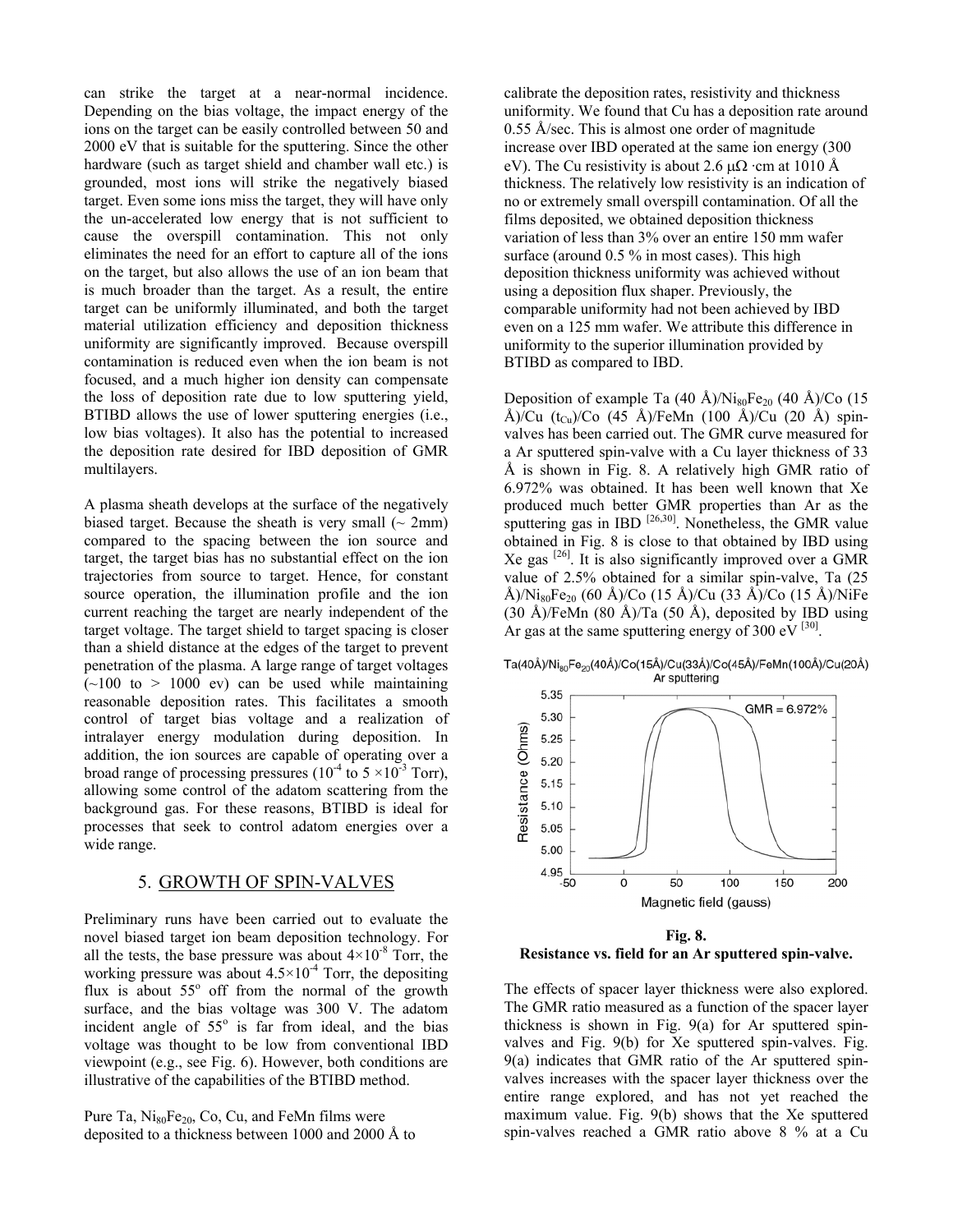can strike the target at a near-normal incidence. Depending on the bias voltage, the impact energy of the ions on the target can be easily controlled between 50 and 2000 eV that is suitable for the sputtering. Since the other hardware (such as target shield and chamber wall etc.) is grounded, most ions will strike the negatively biased target. Even some ions miss the target, they will have only the un-accelerated low energy that is not sufficient to cause the overspill contamination. This not only eliminates the need for an effort to capture all of the ions on the target, but also allows the use of an ion beam that is much broader than the target. As a result, the entire target can be uniformly illuminated, and both the target material utilization efficiency and deposition thickness uniformity are significantly improved. Because overspill contamination is reduced even when the ion beam is not focused, and a much higher ion density can compensate the loss of deposition rate due to low sputtering yield, BTIBD allows the use of lower sputtering energies (i.e., low bias voltages). It also has the potential to increased the deposition rate desired for IBD deposition of GMR multilayers.

A plasma sheath develops at the surface of the negatively biased target. Because the sheath is very small (~ 2mm) compared to the spacing between the ion source and target, the target bias has no substantial effect on the ion trajectories from source to target. Hence, for constant source operation, the illumination profile and the ion current reaching the target are nearly independent of the target voltage. The target shield to target spacing is closer than a shield distance at the edges of the target to prevent penetration of the plasma. A large range of target voltages (~100 to > 1000 ev) can be used while maintaining reasonable deposition rates. This facilitates a smooth control of target bias voltage and a realization of intralayer energy modulation during deposition. In addition, the ion sources are capable of operating over a broad range of processing pressures ($10^{-4}$ to $5 \times 10^{-3}$ Torr), allowing some control of the adatom scattering from the background gas. For these reasons, BTIBD is ideal for processes that seek to control adatom energies over a wide range.

## 5. GROWTH OF SPIN-VALVES

Preliminary runs have been carried out to evaluate the novel biased target ion beam deposition technology. For all the tests, the base pressure was about $4\times10^{-8}$ Torr, the working pressure was about $4.5\times10^{-4}$ Torr, the depositing flux is about 55° off from the normal of the growth surface, and the bias voltage was 300 V. The adatom incident angle of 55° is far from ideal, and the bias voltage was thought to be low from conventional IBD viewpoint (e.g., see Fig. 6). However, both conditions are illustrative of the capabilities of the BTIBD method.

Pure Ta, $Ni_{80}Fe_{20}$, Co, Cu, and FeMn films were deposited to a thickness between 1000 and 2000 Å to calibrate the deposition rates, resistivity and thickness uniformity. We found that Cu has a deposition rate around 0.55 Å/sec. This is almost one order of magnitude increase over IBD operated at the same ion energy (300 eV). The Cu resistivity is about 2.6 μΩ ·cm at 1010 Å thickness. The relatively low resistivity is an indication of no or extremely small overspill contamination. Of all the films deposited, we obtained deposition thickness variation of less than 3% over an entire 150 mm wafer surface (around 0.5 % in most cases). This high deposition thickness uniformity was achieved without using a deposition flux shaper. Previously, the comparable uniformity had not been achieved by IBD even on a 125 mm wafer. We attribute this difference in uniformity to the superior illumination provided by BTIBD as compared to IBD.

Deposition of example Ta (40 Å)/$Ni_{80}Fe_{20}$ (40 Å)/Co (15 Å)/Cu ($t_{Cu}$)/Co (45 Å)/FeMn (100 Å)/Cu (20 Å) spin-valves has been carried out. The GMR curve measured for a Ar sputtered spin-valve with a Cu layer thickness of 33 Å is shown in Fig. 8. A relatively high GMR ratio of 6.972% was obtained. It has been well known that Xe produced much better GMR properties than Ar as the sputtering gas in IBD [26,30]. Nonetheless, the GMR value obtained in Fig. 8 is close to that obtained by IBD using Xe gas [26]. It is also significantly improved over a GMR value of 2.5% obtained for a similar spin-valve, Ta (25 Å)/$Ni_{80}Fe_{20}$ (60 Å)/Co (15 Å)/Cu (33 Å)/Co (15 Å)/NiFe (30 Å)/FeMn (80 Å)/Ta (50 Å), deposited by IBD using Ar gas at the same sputtering energy of 300 eV [30].

**Fig. 8.**
**Resistance vs. field for an Ar sputtered spin-valve.**

The effects of spacer layer thickness were also explored. The GMR ratio measured as a function of the spacer layer thickness is shown in Fig. 9(a) for Ar sputtered spin-valves and Fig. 9(b) for Xe sputtered spin-valves. Fig. 9(a) indicates that GMR ratio of the Ar sputtered spin-valves increases with the spacer layer thickness over the entire range explored, and has not yet reached the maximum value. Fig. 9(b) shows that the Xe sputtered spin-valves reached a GMR ratio above 8 % at a Cu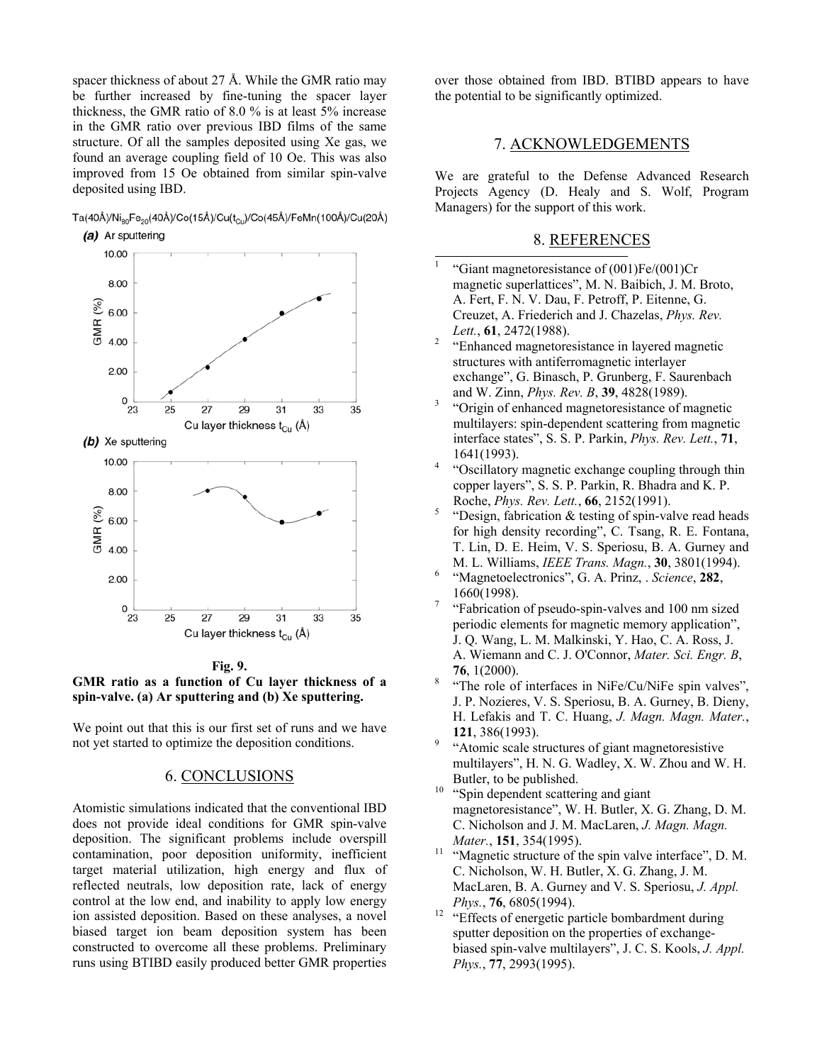spacer thickness of about 27 Å. While the GMR ratio may be further increased by fine-tuning the spacer layer thickness, the GMR ratio of 8.0 % is at least 5% increase in the GMR ratio over previous IBD films of the same structure. Of all the samples deposited using Xe gas, we found an average coupling field of 10 Oe. This was also improved from 15 Oe obtained from similar spin-valve deposited using IBD.

**Fig. 9.**
**GMR ratio as a function of Cu layer thickness of a spin-valve. (a) Ar sputtering and (b) Xe sputtering.**

We point out that this is our first set of runs and we have not yet started to optimize the deposition conditions.

## 6. CONCLUSIONS

Atomistic simulations indicated that the conventional IBD does not provide ideal conditions for GMR spin-valve deposition. The significant problems include overspill contamination, poor deposition uniformity, inefficient target material utilization, high energy and flux of reflected neutrals, low deposition rate, lack of energy control at the low end, and inability to apply low energy ion assisted deposition. Based on these analyses, a novel biased target ion beam deposition system has been constructed to overcome all these problems. Preliminary runs using BTIBD easily produced better GMR properties over those obtained from IBD. BTIBD appears to have the potential to be significantly optimized.

## 7. ACKNOWLEDGEMENTS

We are grateful to the Defense Advanced Research Projects Agency (D. Healy and S. Wolf, Program Managers) for the support of this work.

## 8. REFERENCES

1. "Giant magnetoresistance of (001)Fe/(001)Cr magnetic superlattices", M. N. Baibich, J. M. Broto, A. Fert, F. N. V. Dau, F. Petroff, P. Eitenne, G. Creuzet, A. Friederich and J. Chazelas, *Phys. Rev. Lett.*, **61**, 2472(1988).
2. "Enhanced magnetoresistance in layered magnetic structures with antiferromagnetic interlayer exchange", G. Binasch, P. Grunberg, F. Saurenbach and W. Zinn, *Phys. Rev. B*, **39**, 4828(1989).
3. "Origin of enhanced magnetoresistance of magnetic multilayers: spin-dependent scattering from magnetic interface states", S. S. P. Parkin, *Phys. Rev. Lett.*, **71**, 1641(1993).
4. "Oscillatory magnetic exchange coupling through thin copper layers", S. S. P. Parkin, R. Bhadra and K. P. Roche, *Phys. Rev. Lett.*, **66**, 2152(1991).
5. "Design, fabrication & testing of spin-valve read heads for high density recording", C. Tsang, R. E. Fontana, T. Lin, D. E. Heim, V. S. Speriosu, B. A. Gurney and M. L. Williams, *IEEE Trans. Magn.*, **30**, 3801(1994).
6. "Magnetoelectronics", G. A. Prinz, . *Science*, **282**, 1660(1998).
7. "Fabrication of pseudo-spin-valves and 100 nm sized periodic elements for magnetic memory application", J. Q. Wang, L. M. Malkinski, Y. Hao, C. A. Ross, J. A. Wiemann and C. J. O'Connor, *Mater. Sci. Engr. B*, **76**, 1(2000).
8. "The role of interfaces in NiFe/Cu/NiFe spin valves", J. P. Nozieres, V. S. Speriosu, B. A. Gurney, B. Dieny, H. Lefakis and T. C. Huang, *J. Magn. Magn. Mater.*, **121**, 386(1993).
9. "Atomic scale structures of giant magnetoresistive multilayers", H. N. G. Wadley, X. W. Zhou and W. H. Butler, to be published.
10. "Spin dependent scattering and giant magnetoresistance", W. H. Butler, X. G. Zhang, D. M. C. Nicholson and J. M. MacLaren, *J. Magn. Magn. Mater.*, **151**, 354(1995).
11. "Magnetic structure of the spin valve interface", D. M. C. Nicholson, W. H. Butler, X. G. Zhang, J. M. MacLaren, B. A. Gurney and V. S. Speriosu, *J. Appl. Phys.*, **76**, 6805(1994).
12. "Effects of energetic particle bombardment during sputter deposition on the properties of exchange-biased spin-valve multilayers", J. C. S. Kools, *J. Appl. Phys.*, **77**, 2993(1995).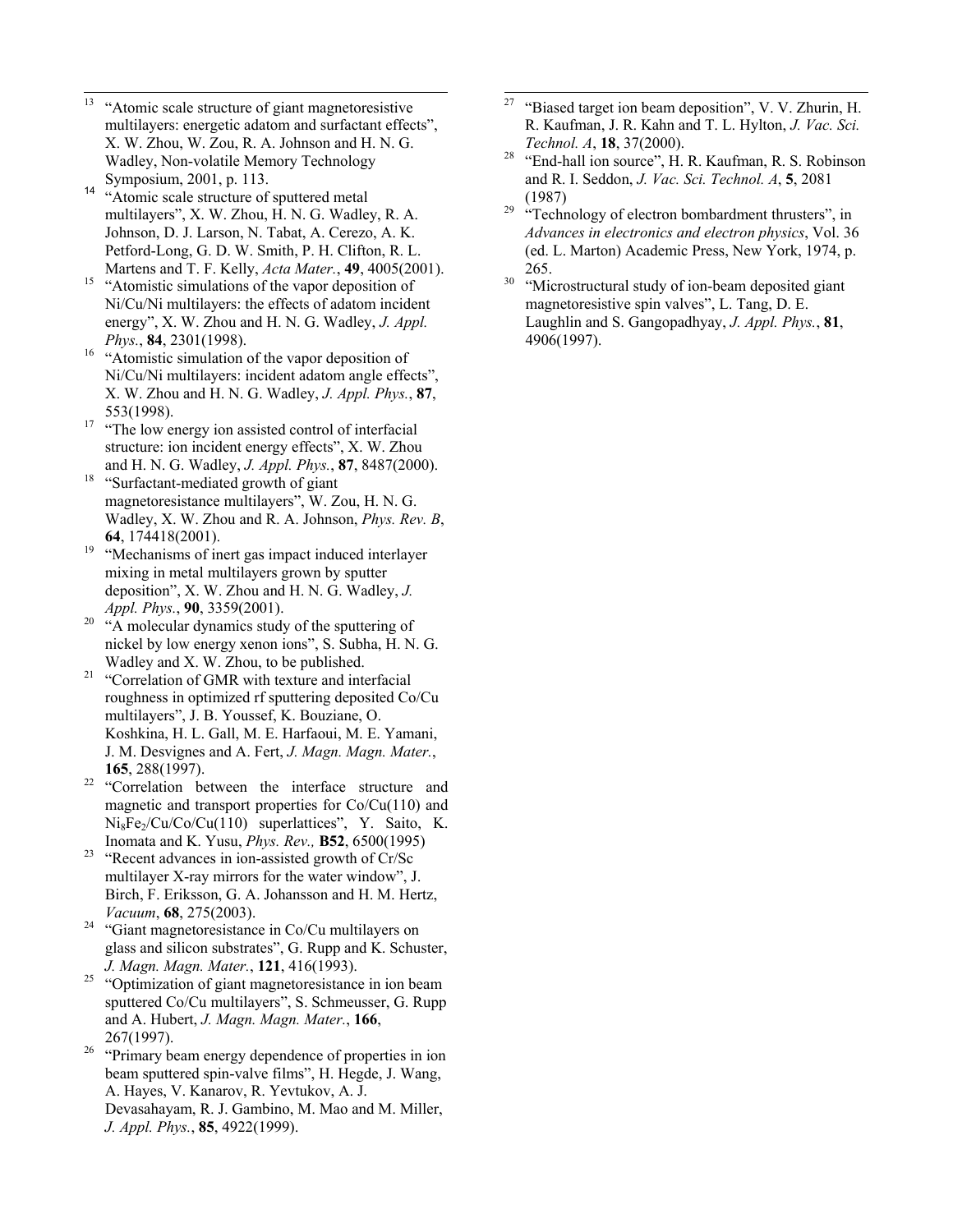13. "Atomic scale structure of giant magnetoresistive multilayers: energetic adatom and surfactant effects", X. W. Zhou, W. Zou, R. A. Johnson and H. N. G. Wadley, Non-volatile Memory Technology Symposium, 2001, p. 113.
14. "Atomic scale structure of sputtered metal multilayers", X. W. Zhou, H. N. G. Wadley, R. A. Johnson, D. J. Larson, N. Tabat, A. Cerezo, A. K. Petford-Long, G. D. W. Smith, P. H. Clifton, R. L. Martens and T. F. Kelly, *Acta Mater.*, **49**, 4005(2001).
15. "Atomistic simulations of the vapor deposition of Ni/Cu/Ni multilayers: the effects of adatom incident energy", X. W. Zhou and H. N. G. Wadley, *J. Appl. Phys.*, **84**, 2301(1998).
16. "Atomistic simulation of the vapor deposition of Ni/Cu/Ni multilayers: incident adatom angle effects", X. W. Zhou and H. N. G. Wadley, *J. Appl. Phys.*, **87**, 553(1998).
17. "The low energy ion assisted control of interfacial structure: ion incident energy effects", X. W. Zhou and H. N. G. Wadley, *J. Appl. Phys.*, **87**, 8487(2000).
18. "Surfactant-mediated growth of giant magnetoresistance multilayers", W. Zou, H. N. G. Wadley, X. W. Zhou and R. A. Johnson, *Phys. Rev. B*, **64**, 174418(2001).
19. "Mechanisms of inert gas impact induced interlayer mixing in metal multilayers grown by sputter deposition", X. W. Zhou and H. N. G. Wadley, *J. Appl. Phys.*, **90**, 3359(2001).
20. "A molecular dynamics study of the sputtering of nickel by low energy xenon ions", S. Subha, H. N. G. Wadley and X. W. Zhou, to be published.
21. "Correlation of GMR with texture and interfacial roughness in optimized rf sputtering deposited Co/Cu multilayers", J. B. Youssef, K. Bouziane, O. Koshkina, H. L. Gall, M. E. Harfaoui, M. E. Yamani, J. M. Desvignes and A. Fert, *J. Magn. Magn. Mater.*, **165**, 288(1997).
22. "Correlation between the interface structure and magnetic and transport properties for Co/Cu(110) and $Ni_8Fe_2$/Cu/Co/Cu(110) superlattices", Y. Saito, K. Inomata and K. Yusu, *Phys. Rev.,* **B52**, 6500(1995)
23. "Recent advances in ion-assisted growth of Cr/Sc multilayer X-ray mirrors for the water window", J. Birch, F. Eriksson, G. A. Johansson and H. M. Hertz, *Vacuum*, **68**, 275(2003).
24. "Giant magnetoresistance in Co/Cu multilayers on glass and silicon substrates", G. Rupp and K. Schuster, *J. Magn. Magn. Mater.*, **121**, 416(1993).
25. "Optimization of giant magnetoresistance in ion beam sputtered Co/Cu multilayers", S. Schmeusser, G. Rupp and A. Hubert, *J. Magn. Magn. Mater.*, **166**, 267(1997).
26. "Primary beam energy dependence of properties in ion beam sputtered spin-valve films", H. Hegde, J. Wang, A. Hayes, V. Kanarov, R. Yevtukov, A. J. Devasahayam, R. J. Gambino, M. Mao and M. Miller, *J. Appl. Phys.*, **85**, 4922(1999).
27. "Biased target ion beam deposition", V. V. Zhurin, H. R. Kaufman, J. R. Kahn and T. L. Hylton, *J. Vac. Sci. Technol. A*, **18**, 37(2000).
28. "End-hall ion source", H. R. Kaufman, R. S. Robinson and R. I. Seddon, *J. Vac. Sci. Technol. A*, **5**, 2081 (1987)
29. "Technology of electron bombardment thrusters", in *Advances in electronics and electron physics*, Vol. 36 (ed. L. Marton) Academic Press, New York, 1974, p. 265.
30. "Microstructural study of ion-beam deposited giant magnetoresistive spin valves", L. Tang, D. E. Laughlin and S. Gangopadhyay, *J. Appl. Phys.*, **81**, 4906(1997).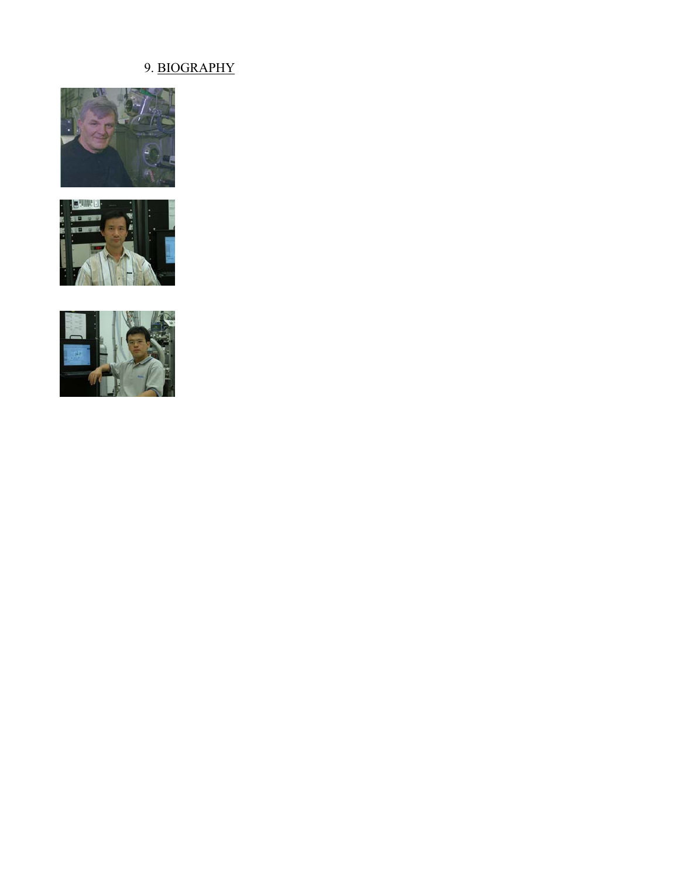9. BIOGRAPHY